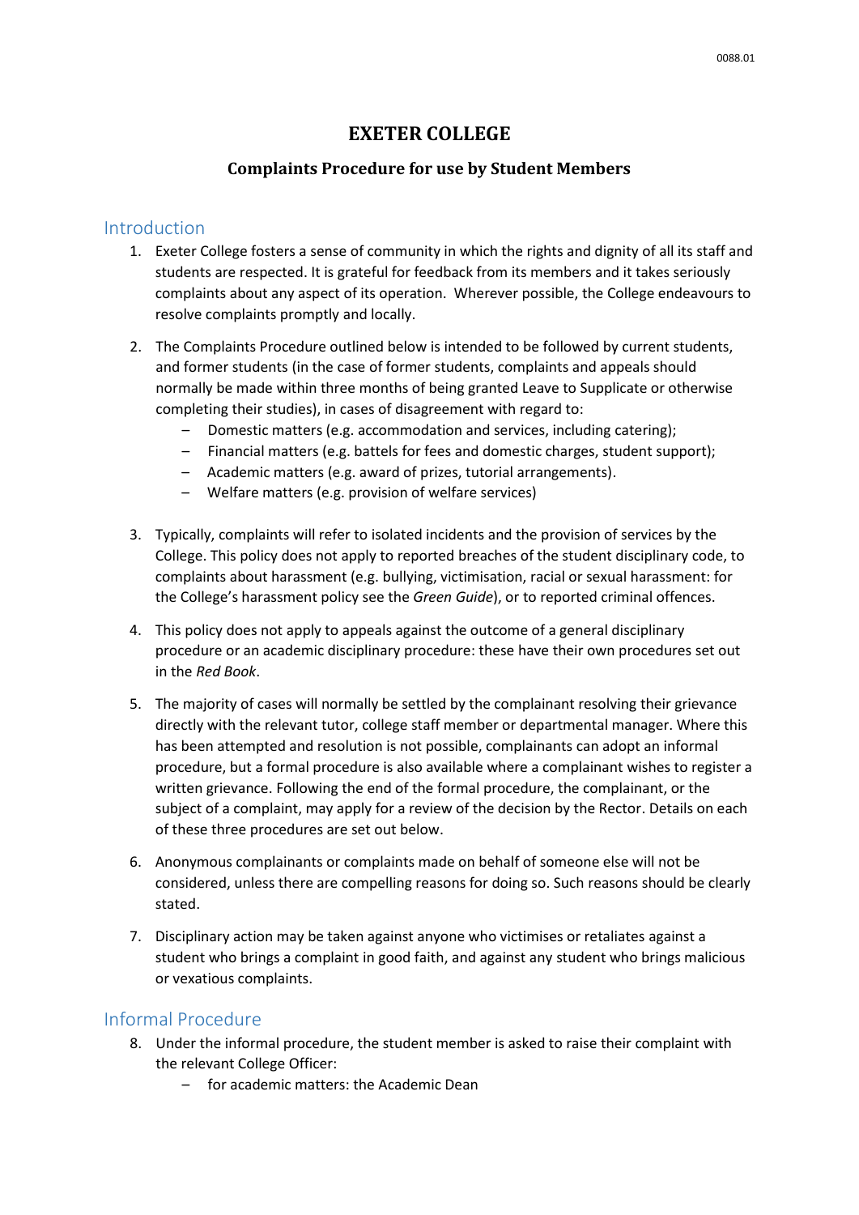# EXETER COLLEGE

## Complaints Procedure for use by Student Members

### Introduction

1. Exeter College fosters a sense of community in which the rights and dignity of all its staff and students are respected. It is grateful for feedback from its members and it takes seriously complaints about any aspect of its operation. Wherever possible, the College endeavours to resolve complaints promptly and locally.

2. The Complaints Procedure outlined below is intended to be followed by current students, and former students (in the case of former students, complaints and appeals should normally be made within three months of being granted Leave to Supplicate or otherwise completing their studies), in cases of disagreement with regard to:
   - Domestic matters (e.g. accommodation and services, including catering);
   - Financial matters (e.g. battels for fees and domestic charges, student support);
   - Academic matters (e.g. award of prizes, tutorial arrangements).
   - Welfare matters (e.g. provision of welfare services)

3. Typically, complaints will refer to isolated incidents and the provision of services by the College. This policy does not apply to reported breaches of the student disciplinary code, to complaints about harassment (e.g. bullying, victimisation, racial or sexual harassment: for the College's harassment policy see the *Green Guide*), or to reported criminal offences.

4. This policy does not apply to appeals against the outcome of a general disciplinary procedure or an academic disciplinary procedure: these have their own procedures set out in the *Red Book*.

5. The majority of cases will normally be settled by the complainant resolving their grievance directly with the relevant tutor, college staff member or departmental manager. Where this has been attempted and resolution is not possible, complainants can adopt an informal procedure, but a formal procedure is also available where a complainant wishes to register a written grievance. Following the end of the formal procedure, the complainant, or the subject of a complaint, may apply for a review of the decision by the Rector. Details on each of these three procedures are set out below.

6. Anonymous complainants or complaints made on behalf of someone else will not be considered, unless there are compelling reasons for doing so. Such reasons should be clearly stated.

7. Disciplinary action may be taken against anyone who victimises or retaliates against a student who brings a complaint in good faith, and against any student who brings malicious or vexatious complaints.

### Informal Procedure

8. Under the informal procedure, the student member is asked to raise their complaint with the relevant College Officer:
   - for academic matters: the Academic Dean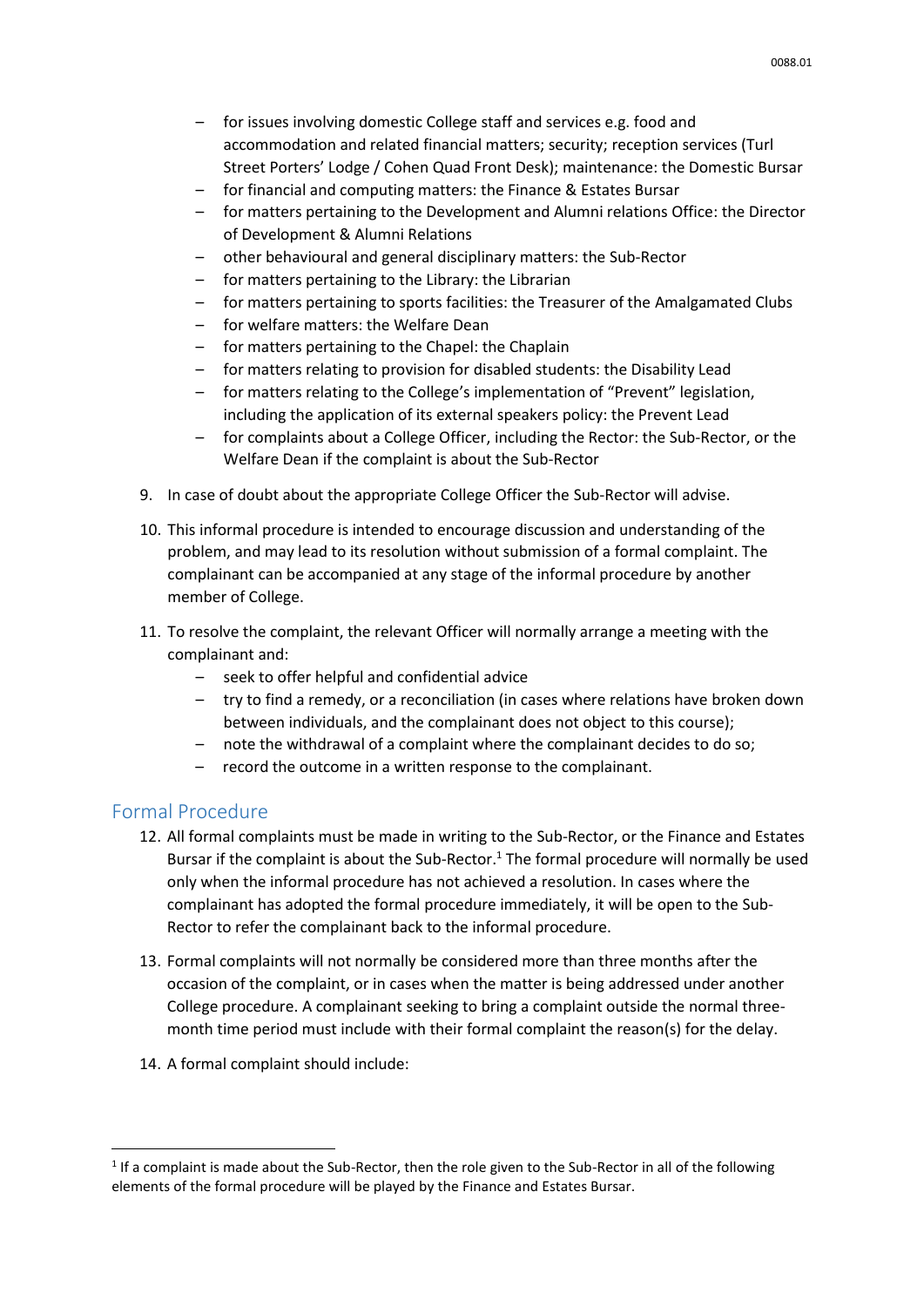- for issues involving domestic College staff and services e.g. food and accommodation and related financial matters; security; reception services (Turl Street Porters' Lodge / Cohen Quad Front Desk); maintenance: the Domestic Bursar
- for financial and computing matters: the Finance & Estates Bursar
- for matters pertaining to the Development and Alumni relations Office: the Director of Development & Alumni Relations
- other behavioural and general disciplinary matters: the Sub-Rector
- for matters pertaining to the Library: the Librarian
- for matters pertaining to sports facilities: the Treasurer of the Amalgamated Clubs
- for welfare matters: the Welfare Dean
- for matters pertaining to the Chapel: the Chaplain
- for matters relating to provision for disabled students: the Disability Lead
- for matters relating to the College's implementation of "Prevent" legislation, including the application of its external speakers policy: the Prevent Lead
- for complaints about a College Officer, including the Rector: the Sub-Rector, or the Welfare Dean if the complaint is about the Sub-Rector

9. In case of doubt about the appropriate College Officer the Sub-Rector will advise.

10. This informal procedure is intended to encourage discussion and understanding of the problem, and may lead to its resolution without submission of a formal complaint. The complainant can be accompanied at any stage of the informal procedure by another member of College.

11. To resolve the complaint, the relevant Officer will normally arrange a meeting with the complainant and:
    - seek to offer helpful and confidential advice
    - try to find a remedy, or a reconciliation (in cases where relations have broken down between individuals, and the complainant does not object to this course);
    - note the withdrawal of a complaint where the complainant decides to do so;
    - record the outcome in a written response to the complainant.

## Formal Procedure

12. All formal complaints must be made in writing to the Sub-Rector, or the Finance and Estates Bursar if the complaint is about the Sub-Rector.[1] The formal procedure will normally be used only when the informal procedure has not achieved a resolution. In cases where the complainant has adopted the formal procedure immediately, it will be open to the Sub-Rector to refer the complainant back to the informal procedure.

13. Formal complaints will not normally be considered more than three months after the occasion of the complaint, or in cases when the matter is being addressed under another College procedure. A complainant seeking to bring a complaint outside the normal three-month time period must include with their formal complaint the reason(s) for the delay.

14. A formal complaint should include:

[1] If a complaint is made about the Sub-Rector, then the role given to the Sub-Rector in all of the following elements of the formal procedure will be played by the Finance and Estates Bursar.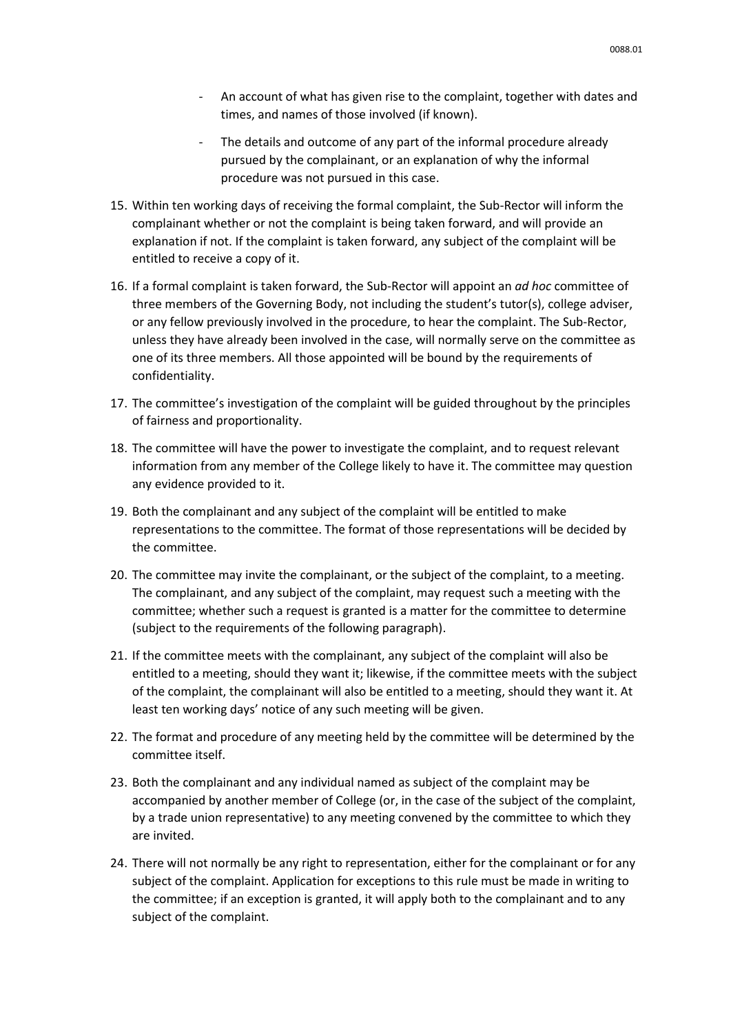- An account of what has given rise to the complaint, together with dates and times, and names of those involved (if known).
- The details and outcome of any part of the informal procedure already pursued by the complainant, or an explanation of why the informal procedure was not pursued in this case.

15. Within ten working days of receiving the formal complaint, the Sub-Rector will inform the complainant whether or not the complaint is being taken forward, and will provide an explanation if not. If the complaint is taken forward, any subject of the complaint will be entitled to receive a copy of it.
16. If a formal complaint is taken forward, the Sub-Rector will appoint an *ad hoc* committee of three members of the Governing Body, not including the student's tutor(s), college adviser, or any fellow previously involved in the procedure, to hear the complaint. The Sub-Rector, unless they have already been involved in the case, will normally serve on the committee as one of its three members. All those appointed will be bound by the requirements of confidentiality.
17. The committee's investigation of the complaint will be guided throughout by the principles of fairness and proportionality.
18. The committee will have the power to investigate the complaint, and to request relevant information from any member of the College likely to have it. The committee may question any evidence provided to it.
19. Both the complainant and any subject of the complaint will be entitled to make representations to the committee. The format of those representations will be decided by the committee.
20. The committee may invite the complainant, or the subject of the complaint, to a meeting. The complainant, and any subject of the complaint, may request such a meeting with the committee; whether such a request is granted is a matter for the committee to determine (subject to the requirements of the following paragraph).
21. If the committee meets with the complainant, any subject of the complaint will also be entitled to a meeting, should they want it; likewise, if the committee meets with the subject of the complaint, the complainant will also be entitled to a meeting, should they want it. At least ten working days' notice of any such meeting will be given.
22. The format and procedure of any meeting held by the committee will be determined by the committee itself.
23. Both the complainant and any individual named as subject of the complaint may be accompanied by another member of College (or, in the case of the subject of the complaint, by a trade union representative) to any meeting convened by the committee to which they are invited.
24. There will not normally be any right to representation, either for the complainant or for any subject of the complaint. Application for exceptions to this rule must be made in writing to the committee; if an exception is granted, it will apply both to the complainant and to any subject of the complaint.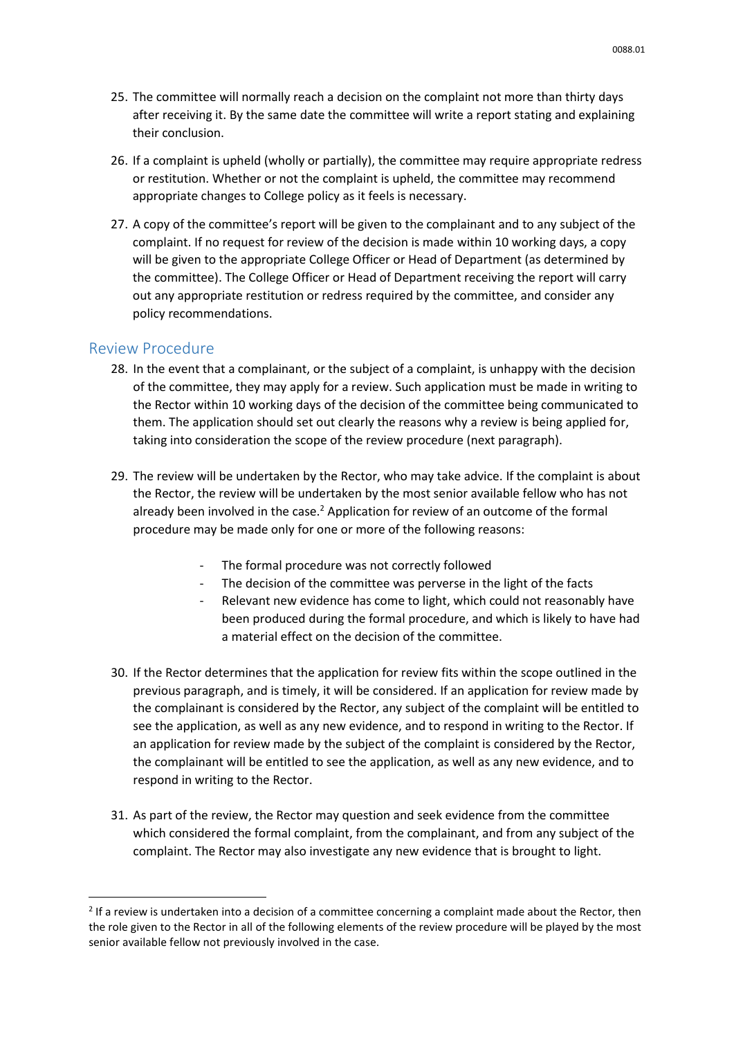25. The committee will normally reach a decision on the complaint not more than thirty days after receiving it. By the same date the committee will write a report stating and explaining their conclusion.

26. If a complaint is upheld (wholly or partially), the committee may require appropriate redress or restitution. Whether or not the complaint is upheld, the committee may recommend appropriate changes to College policy as it feels is necessary.

27. A copy of the committee's report will be given to the complainant and to any subject of the complaint. If no request for review of the decision is made within 10 working days, a copy will be given to the appropriate College Officer or Head of Department (as determined by the committee). The College Officer or Head of Department receiving the report will carry out any appropriate restitution or redress required by the committee, and consider any policy recommendations.

## Review Procedure

28. In the event that a complainant, or the subject of a complaint, is unhappy with the decision of the committee, they may apply for a review. Such application must be made in writing to the Rector within 10 working days of the decision of the committee being communicated to them. The application should set out clearly the reasons why a review is being applied for, taking into consideration the scope of the review procedure (next paragraph).

29. The review will be undertaken by the Rector, who may take advice. If the complaint is about the Rector, the review will be undertaken by the most senior available fellow who has not already been involved in the case.[2] Application for review of an outcome of the formal procedure may be made only for one or more of the following reasons:

    - The formal procedure was not correctly followed
    - The decision of the committee was perverse in the light of the facts
    - Relevant new evidence has come to light, which could not reasonably have been produced during the formal procedure, and which is likely to have had a material effect on the decision of the committee.

30. If the Rector determines that the application for review fits within the scope outlined in the previous paragraph, and is timely, it will be considered. If an application for review made by the complainant is considered by the Rector, any subject of the complaint will be entitled to see the application, as well as any new evidence, and to respond in writing to the Rector. If an application for review made by the subject of the complaint is considered by the Rector, the complainant will be entitled to see the application, as well as any new evidence, and to respond in writing to the Rector.

31. As part of the review, the Rector may question and seek evidence from the committee which considered the formal complaint, from the complainant, and from any subject of the complaint. The Rector may also investigate any new evidence that is brought to light.

---

[2] If a review is undertaken into a decision of a committee concerning a complaint made about the Rector, then the role given to the Rector in all of the following elements of the review procedure will be played by the most senior available fellow not previously involved in the case.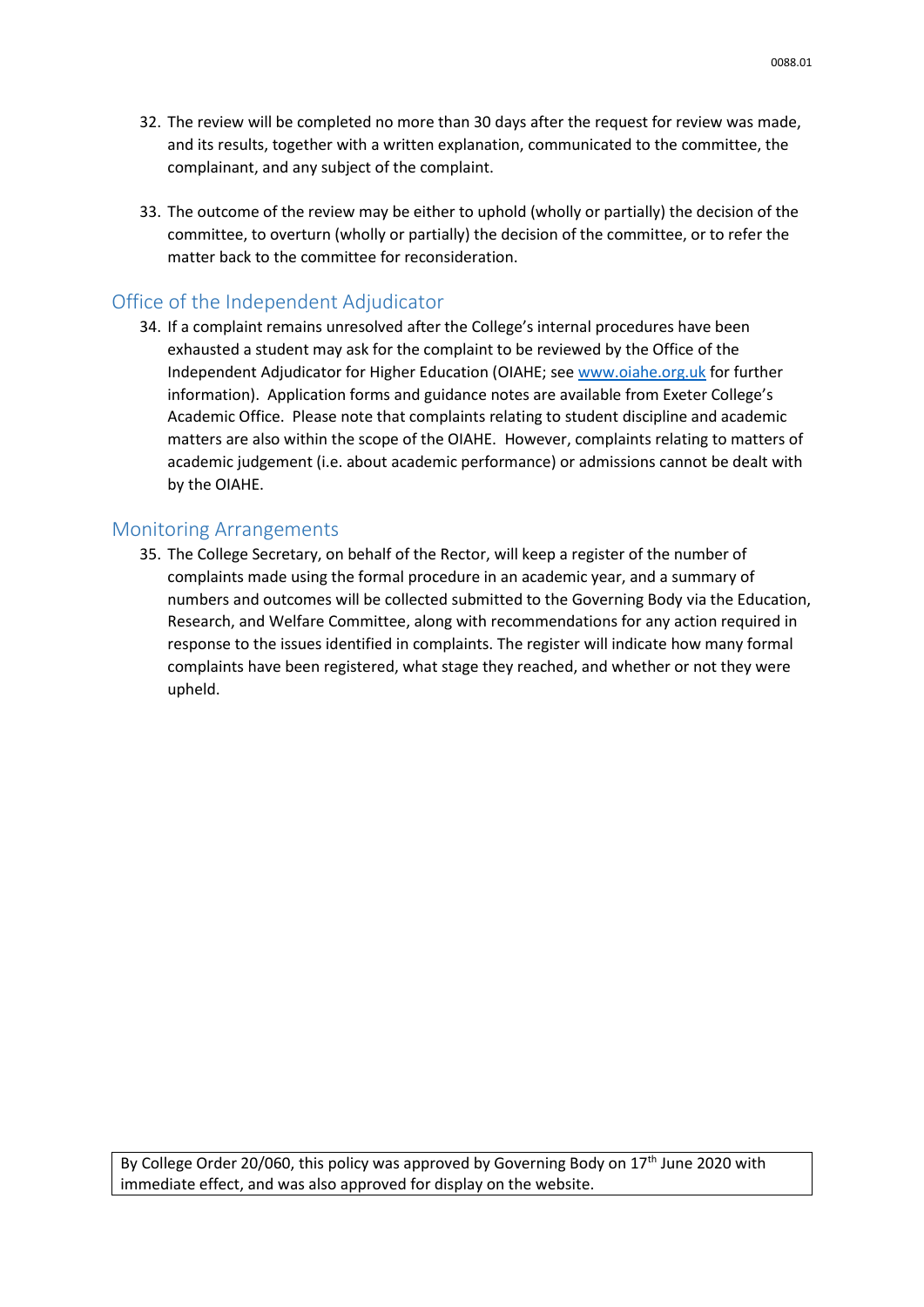32. The review will be completed no more than 30 days after the request for review was made, and its results, together with a written explanation, communicated to the committee, the complainant, and any subject of the complaint.

33. The outcome of the review may be either to uphold (wholly or partially) the decision of the committee, to overturn (wholly or partially) the decision of the committee, or to refer the matter back to the committee for reconsideration.

## Office of the Independent Adjudicator

34. If a complaint remains unresolved after the College's internal procedures have been exhausted a student may ask for the complaint to be reviewed by the Office of the Independent Adjudicator for Higher Education (OIAHE; see [www.oiahe.org.uk](www.oiahe.org.uk) for further information). Application forms and guidance notes are available from Exeter College's Academic Office. Please note that complaints relating to student discipline and academic matters are also within the scope of the OIAHE. However, complaints relating to matters of academic judgement (i.e. about academic performance) or admissions cannot be dealt with by the OIAHE.

## Monitoring Arrangements

35. The College Secretary, on behalf of the Rector, will keep a register of the number of complaints made using the formal procedure in an academic year, and a summary of numbers and outcomes will be collected submitted to the Governing Body via the Education, Research, and Welfare Committee, along with recommendations for any action required in response to the issues identified in complaints. The register will indicate how many formal complaints have been registered, what stage they reached, and whether or not they were upheld.

By College Order 20/060, this policy was approved by Governing Body on 17th June 2020 with immediate effect, and was also approved for display on the website.